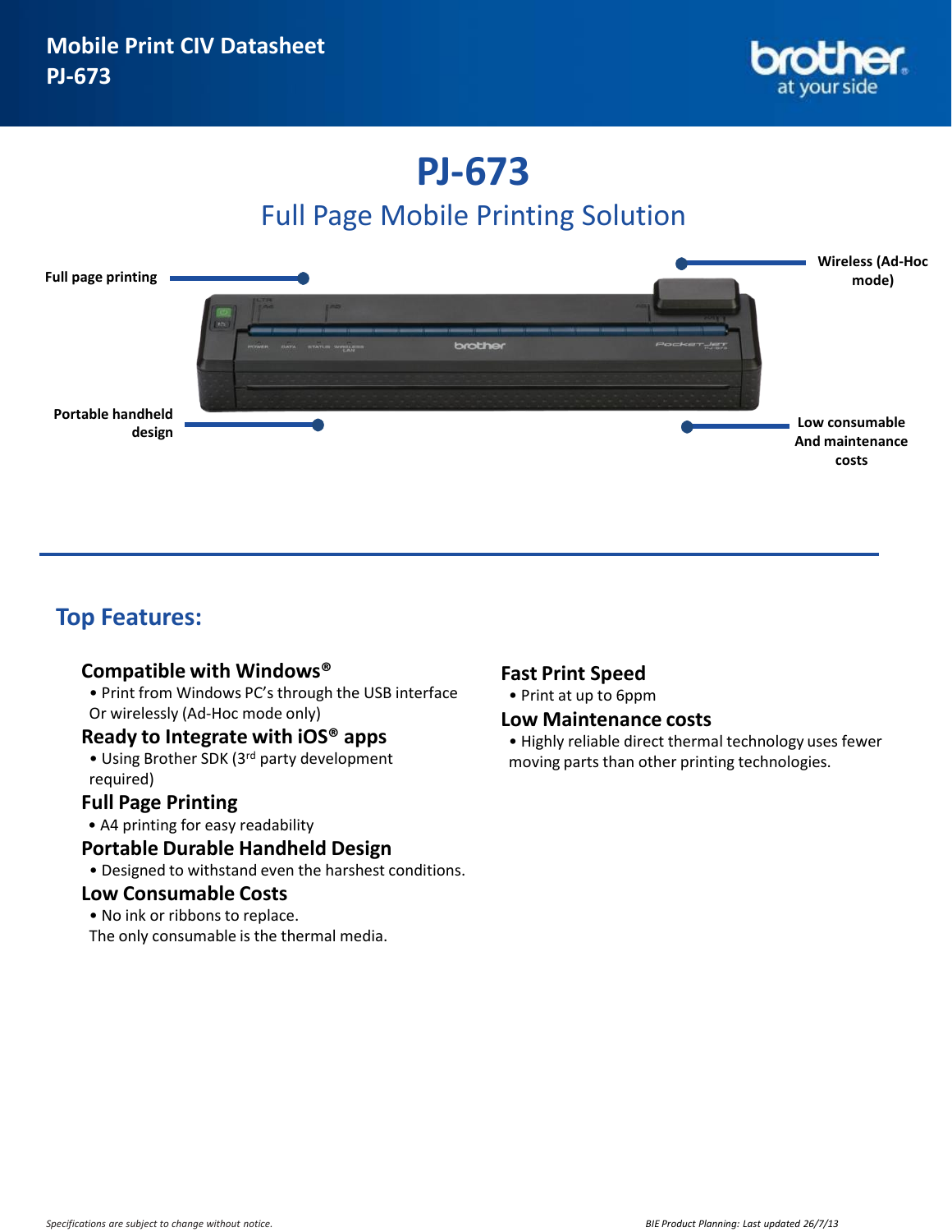Mobile Print CIV Datasheet
PJ-673

# PJ-673

## Full Page Mobile Printing Solution

Full page printing

Wireless (Ad-Hoc mode)

Portable handheld design

Low consumable And maintenance costs

## Top Features:

### Compatible with Windows®

- Print from Windows PC's through the USB interface Or wirelessly (Ad-Hoc mode only)

### Ready to Integrate with iOS® apps

- Using Brother SDK (3rd party development required)

### Full Page Printing

- A4 printing for easy readability

### Portable Durable Handheld Design

- Designed to withstand even the harshest conditions.

### Low Consumable Costs

- No ink or ribbons to replace. The only consumable is the thermal media.

### Fast Print Speed

- Print at up to 6ppm

### Low Maintenance costs

- Highly reliable direct thermal technology uses fewer moving parts than other printing technologies.

*Specifications are subject to change without notice.*

*BIE Product Planning: Last updated 26/7/13*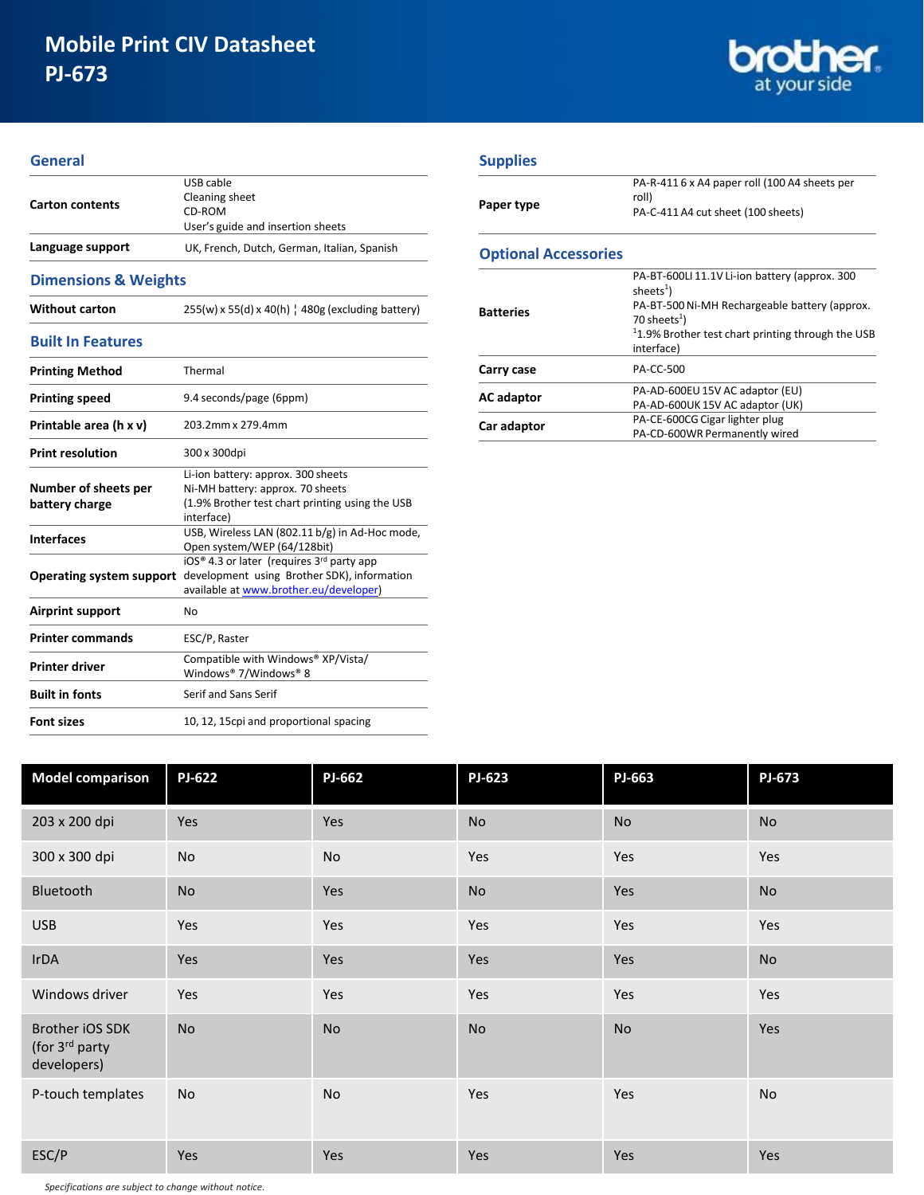# Mobile Print CIV Datasheet
# PJ-673

## General

| | |
|---|---|
| **Carton contents** | USB cable<br>Cleaning sheet<br>CD-ROM<br>User's guide and insertion sheets |
| **Language support** | UK, French, Dutch, German, Italian, Spanish |

## Dimensions & Weights

| | |
|---|---|
| **Without carton** | 255(w) x 55(d) x 40(h) ¦ 480g (excluding battery) |

## Built In Features

| | |
|---|---|
| **Printing Method** | Thermal |
| **Printing speed** | 9.4 seconds/page (6ppm) |
| **Printable area (h x v)** | 203.2mm x 279.4mm |
| **Print resolution** | 300 x 300dpi |
| **Number of sheets per battery charge** | Li-ion battery: approx. 300 sheets<br>Ni-MH battery: approx. 70 sheets<br>(1.9% Brother test chart printing using the USB interface) |
| **Interfaces** | USB, Wireless LAN (802.11 b/g) in Ad-Hoc mode, Open system/WEP (64/128bit) |
| **Operating system support** | iOS® 4.3 or later (requires 3rd party app development using Brother SDK), information available at www.brother.eu/developer) |
| **Airprint support** | No |
| **Printer commands** | ESC/P, Raster |
| **Printer driver** | Compatible with Windows® XP/Vista/ Windows® 7/Windows® 8 |
| **Built in fonts** | Serif and Sans Serif |
| **Font sizes** | 10, 12, 15cpi and proportional spacing |

## Supplies

| | |
|---|---|
| **Paper type** | PA-R-411 6 x A4 paper roll (100 A4 sheets per roll)<br>PA-C-411 A4 cut sheet (100 sheets) |

## Optional Accessories

| | |
|---|---|
| **Batteries** | PA-BT-600LI 11.1V Li-ion battery (approx. 300 sheets[1])<br>PA-BT-500 Ni-MH Rechargeable battery (approx. 70 sheets[1])<br>[1]1.9% Brother test chart printing through the USB interface) |
| **Carry case** | PA-CC-500 |
| **AC adaptor** | PA-AD-600EU 15V AC adaptor (EU)<br>PA-AD-600UK 15V AC adaptor (UK) |
| **Car adaptor** | PA-CE-600CG Cigar lighter plug<br>PA-CD-600WR Permanently wired |

| Model comparison | PJ-622 | PJ-662 | PJ-623 | PJ-663 | PJ-673 |
|---|---|---|---|---|---|
| 203 x 200 dpi | Yes | Yes | No | No | No |
| 300 x 300 dpi | No | No | Yes | Yes | Yes |
| Bluetooth | No | Yes | No | Yes | No |
| USB | Yes | Yes | Yes | Yes | Yes |
| IrDA | Yes | Yes | Yes | Yes | No |
| Windows driver | Yes | Yes | Yes | Yes | Yes |
| Brother iOS SDK (for 3rd party developers) | No | No | No | No | Yes |
| P-touch templates | No | No | Yes | Yes | No |
| ESC/P | Yes | Yes | Yes | Yes | Yes |

*Specifications are subject to change without notice.*